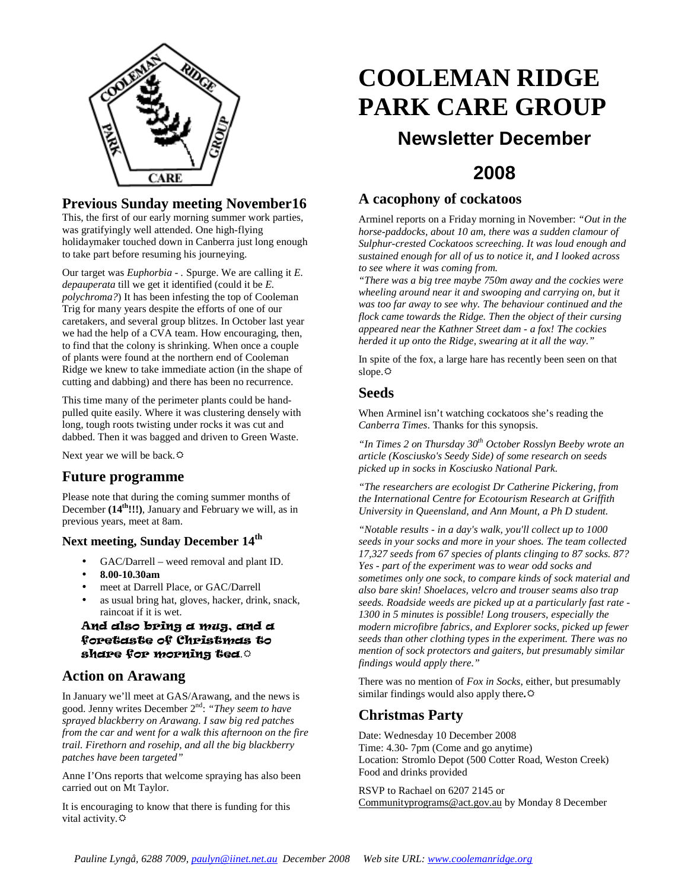# COOLEMAN RIDGE PARK CARE GROUP

## Newsletter December 2008

## Previous Sunday meeting November16

This, the first of our early morning summer work parties, was gratifyingly well attended. One high-flying holidaymaker touched down in Canberra just long enough to take part before resuming his journeying.

Our target was *Euphorbia* - . Spurge. We are calling it *E. depauperata* till we get it identified (could it be *E. polychroma?*) It has been infesting the top of Cooleman Trig for many years despite the efforts of one of our caretakers, and several group blitzes. In October last year we had the help of a CVA team. How encouraging, then, to find that the colony is shrinking. When once a couple of plants were found at the northern end of Cooleman Ridge we knew to take immediate action (in the shape of cutting and dabbing) and there has been no recurrence.

This time many of the perimeter plants could be hand-pulled quite easily. Where it was clustering densely with long, tough roots twisting under rocks it was cut and dabbed. Then it was bagged and driven to Green Waste.

Next year we will be back.☼

## Future programme

Please note that during the coming summer months of December **(14th!!!)**, January and February we will, as in previous years, meet at 8am.

### Next meeting, Sunday December 14th

- GAC/Darrell – weed removal and plant ID.
- **8.00-10.30am**
- meet at Darrell Place, or GAC/Darrell
- as usual bring hat, gloves, hacker, drink, snack, raincoat if it is wet.

**And also bring a mug, and a foretaste of Christmas to share for morning tea**.☼

## Action on Arawang

In January we'll meet at GAS/Arawang, and the news is good. Jenny writes December 2nd: *"They seem to have sprayed blackberry on Arawang. I saw big red patches from the car and went for a walk this afternoon on the fire trail. Firethorn and rosehip, and all the big blackberry patches have been targeted"*

Anne I'Ons reports that welcome spraying has also been carried out on Mt Taylor.

It is encouraging to know that there is funding for this vital activity.☼

## A cacophony of cockatoos

Arminel reports on a Friday morning in November: *"Out in the horse-paddocks, about 10 am, there was a sudden clamour of Sulphur-crested Cockatoos screeching. It was loud enough and sustained enough for all of us to notice it, and I looked across to see where it was coming from.*

*"There was a big tree maybe 750m away and the cockies were wheeling around near it and swooping and carrying on, but it was too far away to see why. The behaviour continued and the flock came towards the Ridge. Then the object of their cursing appeared near the Kathner Street dam - a fox! The cockies herded it up onto the Ridge, swearing at it all the way."*

In spite of the fox, a large hare has recently been seen on that slope.☼

## Seeds

When Arminel isn't watching cockatoos she's reading the *Canberra Times*. Thanks for this synopsis.

*"In Times 2 on Thursday 30th October Rosslyn Beeby wrote an article (Kosciusko's Seedy Side) of some research on seeds picked up in socks in Kosciusko National Park.*

*"The researchers are ecologist Dr Catherine Pickering, from the International Centre for Ecotourism Research at Griffith University in Queensland, and Ann Mount, a Ph D student.*

*"Notable results - in a day's walk, you'll collect up to 1000 seeds in your socks and more in your shoes. The team collected 17,327 seeds from 67 species of plants clinging to 87 socks. 87? Yes - part of the experiment was to wear odd socks and sometimes only one sock, to compare kinds of sock material and also bare skin! Shoelaces, velcro and trouser seams also trap seeds. Roadside weeds are picked up at a particularly fast rate - 1300 in 5 minutes is possible! Long trousers, especially the modern microfibre fabrics, and Explorer socks, picked up fewer seeds than other clothing types in the experiment. There was no mention of sock protectors and gaiters, but presumably similar findings would apply there."*

There was no mention of *Fox in Socks*, either, but presumably similar findings would also apply there**.**☼

## Christmas Party

Date: Wednesday 10 December 2008
Time: 4.30- 7pm (Come and go anytime)
Location: Stromlo Depot (500 Cotter Road, Weston Creek)
Food and drinks provided

RSVP to Rachael on 6207 2145 or Communityprograms@act.gov.au by Monday 8 December

*Pauline Lyngå, 6288 7009, paulyn@iinet.net.au December 2008 Web site URL: www.coolemanridge.org*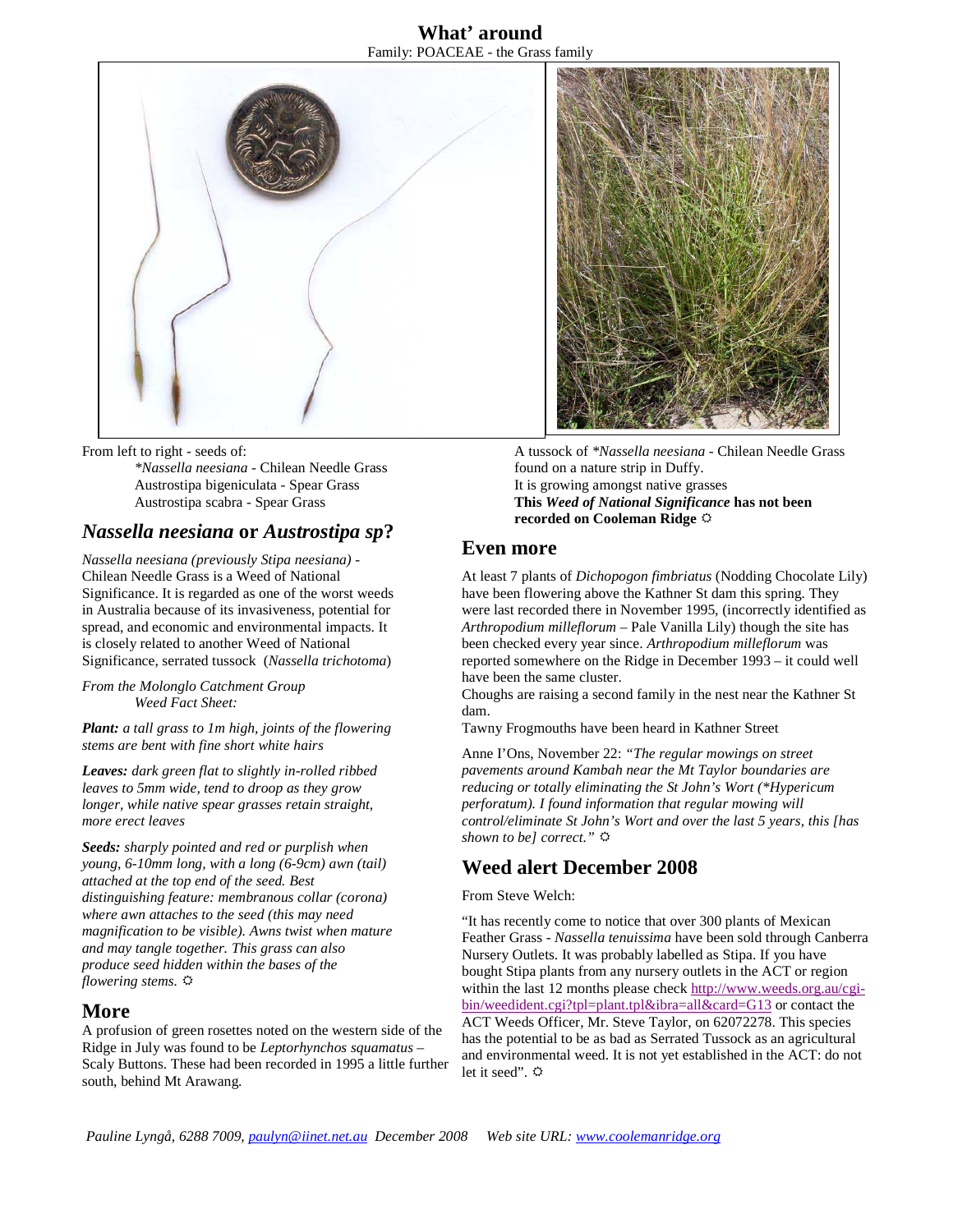# What' around

Family: POACEAE - the Grass family

From left to right - seeds of:
*Nassella neesiana* - Chilean Needle Grass
Austrostipa bigeniculata - Spear Grass
Austrostipa scabra - Spear Grass

A tussock of *Nassella neesiana* - Chilean Needle Grass found on a nature strip in Duffy.
It is growing amongst native grasses
**This *Weed of National Significance* has not been recorded on Cooleman Ridge** ☼

## *Nassella neesiana* or *Austrostipa sp*?

*Nassella neesiana (previously Stipa neesiana)* - Chilean Needle Grass is a Weed of National Significance. It is regarded as one of the worst weeds in Australia because of its invasiveness, potential for spread, and economic and environmental impacts. It is closely related to another Weed of National Significance, serrated tussock (*Nassella trichotoma*)

*From the Molonglo Catchment Group Weed Fact Sheet:*

***Plant:*** *a tall grass to 1m high, joints of the flowering stems are bent with fine short white hairs*

***Leaves:*** *dark green flat to slightly in-rolled ribbed leaves to 5mm wide, tend to droop as they grow longer, while native spear grasses retain straight, more erect leaves*

***Seeds:*** *sharply pointed and red or purplish when young, 6-10mm long, with a long (6-9cm) awn (tail) attached at the top end of the seed. Best distinguishing feature: membranous collar (corona) where awn attaches to the seed (this may need magnification to be visible). Awns twist when mature and may tangle together. This grass can also produce seed hidden within the bases of the flowering stems.* ☼

## More

A profusion of green rosettes noted on the western side of the Ridge in July was found to be *Leptorhynchos squamatus* – Scaly Buttons. These had been recorded in 1995 a little further south, behind Mt Arawang.

## Even more

At least 7 plants of *Dichopogon fimbriatus* (Nodding Chocolate Lily) have been flowering above the Kathner St dam this spring. They were last recorded there in November 1995, (incorrectly identified as *Arthropodium milleflorum* – Pale Vanilla Lily) though the site has been checked every year since. *Arthropodium milleflorum* was reported somewhere on the Ridge in December 1993 – it could well have been the same cluster.

Choughs are raising a second family in the nest near the Kathner St dam.

Tawny Frogmouths have been heard in Kathner Street

Anne I'Ons, November 22: *"The regular mowings on street pavements around Kambah near the Mt Taylor boundaries are reducing or totally eliminating the St John's Wort (\*Hypericum perforatum). I found information that regular mowing will control/eliminate St John's Wort and over the last 5 years, this [has shown to be] correct."* ☼

## Weed alert December 2008

From Steve Welch:

"It has recently come to notice that over 300 plants of Mexican Feather Grass - *Nassella tenuissima* have been sold through Canberra Nursery Outlets. It was probably labelled as Stipa. If you have bought Stipa plants from any nursery outlets in the ACT or region within the last 12 months please check http://www.weeds.org.au/cgi-bin/weedident.cgi?tpl=plant.tpl&ibra=all&card=G13 or contact the ACT Weeds Officer, Mr. Steve Taylor, on 62072278. This species has the potential to be as bad as Serrated Tussock as an agricultural and environmental weed. It is not yet established in the ACT: do not let it seed". ☼

*Pauline Lyngå, 6288 7009, paulyn@iinet.net.au December 2008 Web site URL: www.coolemanridge.org*